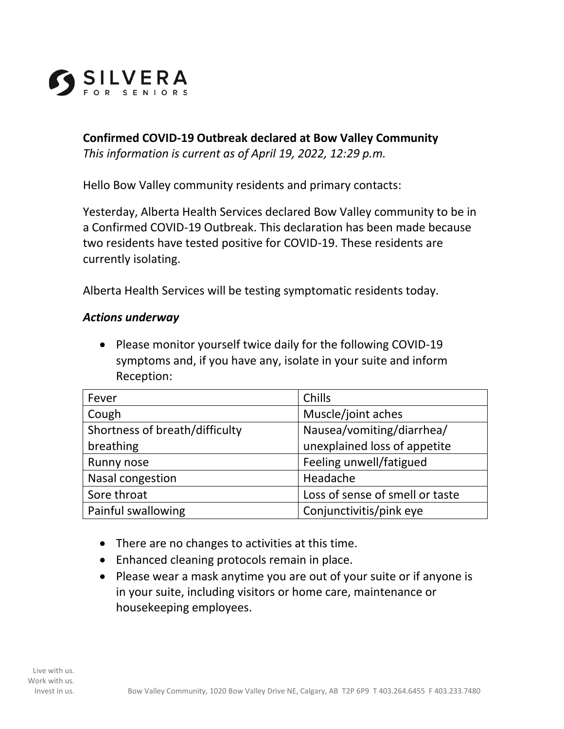**Confirmed COVID-19 Outbreak declared at Bow Valley Community**
*This information is current as of April 19, 2022, 12:29 p.m.*

Hello Bow Valley community residents and primary contacts:

Yesterday, Alberta Health Services declared Bow Valley community to be in a Confirmed COVID-19 Outbreak. This declaration has been made because two residents have tested positive for COVID-19. These residents are currently isolating.

Alberta Health Services will be testing symptomatic residents today.

### *Actions underway*

- Please monitor yourself twice daily for the following COVID-19 symptoms and, if you have any, isolate in your suite and inform Reception:

| | |
|---|---|
| Fever | Chills |
| Cough | Muscle/joint aches |
| Shortness of breath/difficulty breathing | Nausea/vomiting/diarrhea/ unexplained loss of appetite |
| Runny nose | Feeling unwell/fatigued |
| Nasal congestion | Headache |
| Sore throat | Loss of sense of smell or taste |
| Painful swallowing | Conjunctivitis/pink eye |

- There are no changes to activities at this time.
- Enhanced cleaning protocols remain in place.
- Please wear a mask anytime you are out of your suite or if anyone is in your suite, including visitors or home care, maintenance or housekeeping employees.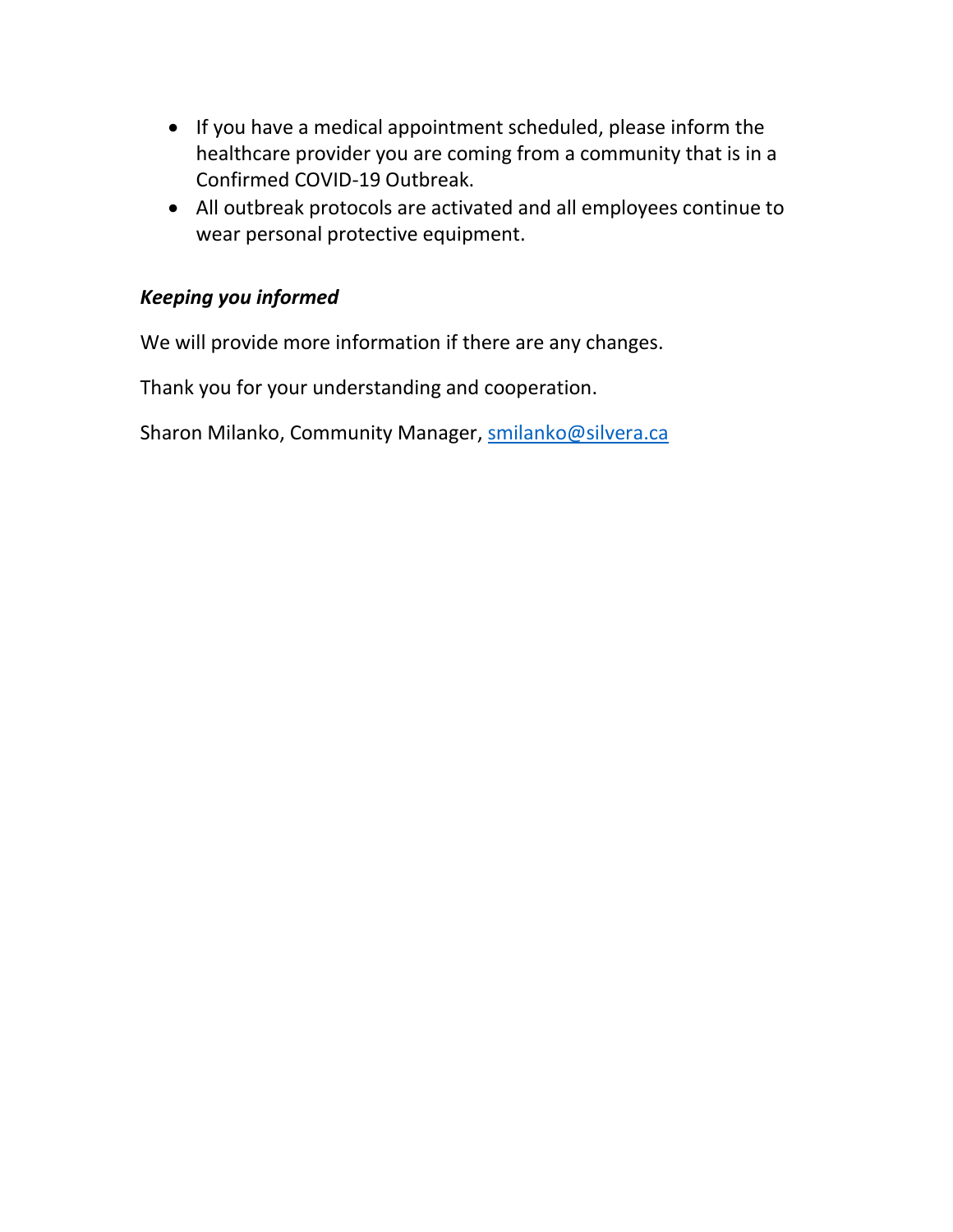- If you have a medical appointment scheduled, please inform the healthcare provider you are coming from a community that is in a Confirmed COVID-19 Outbreak.
- All outbreak protocols are activated and all employees continue to wear personal protective equipment.

***Keeping you informed***

We will provide more information if there are any changes.

Thank you for your understanding and cooperation.

Sharon Milanko, Community Manager, smilanko@silvera.ca